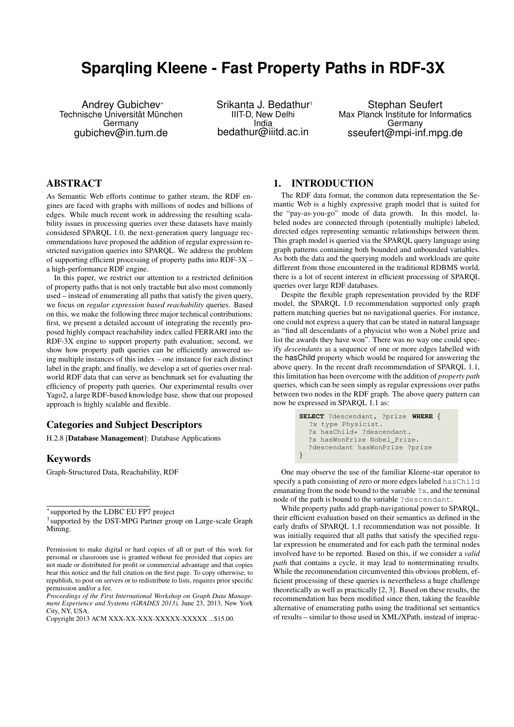# Sparqling Kleene - Fast Property Paths in RDF-3X

Andrey Gubichev[*]
Technische Universität München
Germany
gubichev@in.tum.de

Srikanta J. Bedathur[†]
IIIT-D, New Delhi
India
bedathur@iiitd.ac.in

Stephan Seufert
Max Planck Institute for Informatics
Germany
sseufert@mpi-inf.mpg.de

## ABSTRACT

As Semantic Web efforts continue to gather steam, the RDF engines are faced with graphs with millions of nodes and billions of edges. While much recent work in addressing the resulting scalability issues in processing queries over these datasets have mainly considered SPARQL 1.0, the next-generation query language recommendations have proposed the addition of regular expression restricted navigation queries into SPARQL. We address the problem of supporting efficient processing of property paths into RDF-3X – a high-performance RDF engine.

In this paper, we restrict our attention to a restricted definition of property paths that is not only tractable but also most commonly used – instead of enumerating all paths that satisfy the given query, we focus on *regular expression based reachability* queries. Based on this, we make the following three major technical contributions: first, we present a detailed account of integrating the recently proposed highly compact reachability index called FERRARI into the RDF-3X engine to support property path evaluation; second, we show how property path queries can be efficiently answered using multiple instances of this index – one instance for each distinct label in the graph; and finally, we develop a set of queries over real-world RDF data that can serve as benchmark set for evaluating the efficiency of property path queries. Our experimental results over Yago2, a large RDF-based knowledge base, show that our proposed approach is highly scalable and flexible.

### Categories and Subject Descriptors

H.2.8 [**Database Management**]: Database Applications

### Keywords

Graph-Structured Data, Reachability, RDF

[*]supported by the LDBC EU FP7 project

[†]supported by the DST-MPG Partner group on Large-scale Graph Mining.

Permission to make digital or hard copies of all or part of this work for personal or classroom use is granted without fee provided that copies are not made or distributed for profit or commercial advantage and that copies bear this notice and the full citation on the first page. To copy otherwise, to republish, to post on servers or to redistribute to lists, requires prior specific permission and/or a fee.

*Proceedings of the First International Workshop on Graph Data Management Experience and Systems (GRADES 2013),* June 23, 2013, New York City, NY, USA.

Copyright 2013 ACM XXX-XX-XXX-XXXXX-XXXXX ...$15.00.

## 1. INTRODUCTION

The RDF data format, the common data representation the Semantic Web is a highly expressive graph model that is suited for the "pay-as-you-go" mode of data growth. In this model, labeled nodes are connected through (potentially multiple) labeled, directed edges representing semantic relationships between them. This graph model is queried via the SPARQL query language using graph patterns containing both bounded and unbounded variables. As both the data and the querying models and workloads are quite different from those encountered in the traditional RDBMS world, there is a lot of recent interest in efficient processing of SPARQL queries over large RDF databases.

Despite the flexible graph representation provided by the RDF model, the SPARQL 1.0 recommendation supported only graph pattern matching queries but no navigational queries. For instance, one could not express a query that can be stated in natural language as "find all descendants of a physicist who won a Nobel prize and list the awards they have won". There was no way one could specify *descendants* as a sequence of one or more edges labelled with the hasChild property which would be required for answering the above query. In the recent draft recommendation of SPARQL 1.1, this limitation has been overcome with the addition of *property path* queries, which can be seen simply as regular expressions over paths between two nodes in the RDF graph. The above query pattern can now be expressed in SPARQL 1.1 as:

```
SELECT ?descendant, ?prize WHERE {
  ?x type Physicist.
  ?x hasChild* ?descendant.
  ?x hasWonPrize Nobel_Prize.
  ?descendant hasWonPrize ?prize
}
```

One may observe the use of the familiar Kleene-star operator to specify a path consisting of zero or more edges labeled `hasChild` emanating from the node bound to the variable `?x`, and the terminal node of the path is bound to the variable `?descendant`.

While property paths add graph-navigational power to SPARQL, their efficient evaluation based on their semantics as defined in the early drafts of SPARQL 1.1 recommendation was not possible. It was initially required that all paths that satisfy the specified regular expression be enumerated and for each path the terminal nodes involved have to be reported. Based on this, if we consider a *valid path* that contains a cycle, it may lead to nonterminating results. While the recommendation circumvented this obvious problem, efficient processing of these queries is nevertheless a huge challenge theoretically as well as practically [2, 3]. Based on these results, the recommendation has been modified since then, taking the feasible alternative of enumerating paths using the traditional set semantics of results – similar to those used in XML/XPath, instead of imprac-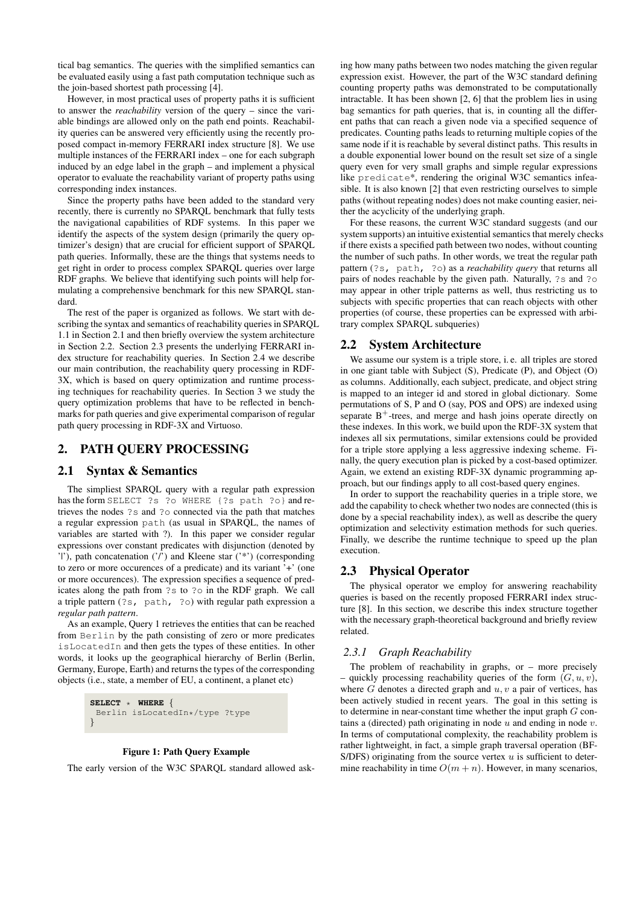tical bag semantics. The queries with the simplified semantics can be evaluated easily using a fast path computation technique such as the join-based shortest path processing [4].

However, in most practical uses of property paths it is sufficient to answer the *reachability* version of the query – since the variable bindings are allowed only on the path end points. Reachability queries can be answered very efficiently using the recently proposed compact in-memory FERRARI index structure [8]. We use multiple instances of the FERRARI index – one for each subgraph induced by an edge label in the graph – and implement a physical operator to evaluate the reachability variant of property paths using corresponding index instances.

Since the property paths have been added to the standard very recently, there is currently no SPARQL benchmark that fully tests the navigational capabilities of RDF systems. In this paper we identify the aspects of the system design (primarily the query optimizer's design) that are crucial for efficient support of SPARQL path queries. Informally, these are the things that systems needs to get right in order to process complex SPARQL queries over large RDF graphs. We believe that identifying such points will help formulating a comprehensive benchmark for this new SPARQL standard.

The rest of the paper is organized as follows. We start with describing the syntax and semantics of reachability queries in SPARQL 1.1 in Section 2.1 and then briefly overview the system architecture in Section 2.2. Section 2.3 presents the underlying FERRARI index structure for reachability queries. In Section 2.4 we describe our main contribution, the reachability query processing in RDF-3X, which is based on query optimization and runtime processing techniques for reachability queries. In Section 3 we study the query optimization problems that have to be reflected in benchmarks for path queries and give experimental comparison of regular path query processing in RDF-3X and Virtuoso.

## 2. PATH QUERY PROCESSING

### 2.1 Syntax & Semantics

The simpliest SPARQL query with a regular path expression has the form `SELECT ?s ?o WHERE {?s path ?o}` and retrieves the nodes `?s` and `?o` connected via the path that matches a regular expression `path` (as usual in SPARQL, the names of variables are started with ?). In this paper we consider regular expressions over constant predicates with disjunction (denoted by '|'), path concatenation ('/') and Kleene star ('*') (corresponding to zero or more occurences of a predicate) and its variant '+' (one or more occurences). The expression specifies a sequence of predicates along the path from `?s` to `?o` in the RDF graph. We call a triple pattern (`?s, path, ?o`) with regular path expression a *regular path pattern*.

As an example, Query 1 retrieves the entities that can be reached from `Berlin` by the path consisting of zero or more predicates `isLocatedIn` and then gets the types of these entities. In other words, it looks up the geographical hierarchy of Berlin (Berlin, Germany, Europe, Earth) and returns the types of the corresponding objects (i.e., state, a member of EU, a continent, a planet etc)

```
SELECT * WHERE {
 Berlin isLocatedIn*/type ?type
}
```

**Figure 1: Path Query Example**

The early version of the W3C SPARQL standard allowed asking how many paths between two nodes matching the given regular expression exist. However, the part of the W3C standard defining counting property paths was demonstrated to be computationally intractable. It has been shown [2, 6] that the problem lies in using bag semantics for path queries, that is, in counting all the different paths that can reach a given node via a specified sequence of predicates. Counting paths leads to returning multiple copies of the same node if it is reachable by several distinct paths. This results in a double exponential lower bound on the result set size of a single query even for very small graphs and simple regular expressions like `predicate*`, rendering the original W3C semantics infeasible. It is also known [2] that even restricting ourselves to simple paths (without repeating nodes) does not make counting easier, neither the acyclicity of the underlying graph.

For these reasons, the current W3C standard suggests (and our system supports) an intuitive existential semantics that merely checks if there exists a specified path between two nodes, without counting the number of such paths. In other words, we treat the regular path pattern (`?s, path, ?o`) as a *reachability query* that returns all pairs of nodes reachable by the given path. Naturally, `?s` and `?o` may appear in other triple patterns as well, thus restricting us to subjects with specific properties that can reach objects with other properties (of course, these properties can be expressed with arbitrary complex SPARQL subqueries)

### 2.2 System Architecture

We assume our system is a triple store, i. e. all triples are stored in one giant table with Subject (S), Predicate (P), and Object (O) as columns. Additionally, each subject, predicate, and object string is mapped to an integer id and stored in global dictionary. Some permutations of S, P and O (say, POS and OPS) are indexed using separate $B^+$-trees, and merge and hash joins operate directly on these indexes. In this work, we build upon the RDF-3X system that indexes all six permutations, similar extensions could be provided for a triple store applying a less aggressive indexing scheme. Finally, the query execution plan is picked by a cost-based optimizer. Again, we extend an existing RDF-3X dynamic programming approach, but our findings apply to all cost-based query engines.

In order to support the reachability queries in a triple store, we add the capability to check whether two nodes are connected (this is done by a special reachability index), as well as describe the query optimization and selectivity estimation methods for such queries. Finally, we describe the runtime technique to speed up the plan execution.

### 2.3 Physical Operator

The physical operator we employ for answering reachability queries is based on the recently proposed FERRARI index structure [8]. In this section, we describe this index structure together with the necessary graph-theoretical background and briefly review related.

#### 2.3.1 Graph Reachability

The problem of reachability in graphs, or – more precisely – quickly processing reachability queries of the form $(G, u, v)$, where $G$ denotes a directed graph and $u, v$ a pair of vertices, has been actively studied in recent years. The goal in this setting is to determine in near-constant time whether the input graph $G$ contains a (directed) path originating in node $u$ and ending in node $v$. In terms of computational complexity, the reachability problem is rather lightweight, in fact, a simple graph traversal operation (BF-S/DFS) originating from the source vertex $u$ is sufficient to determine reachability in time $O(m + n)$. However, in many scenarios,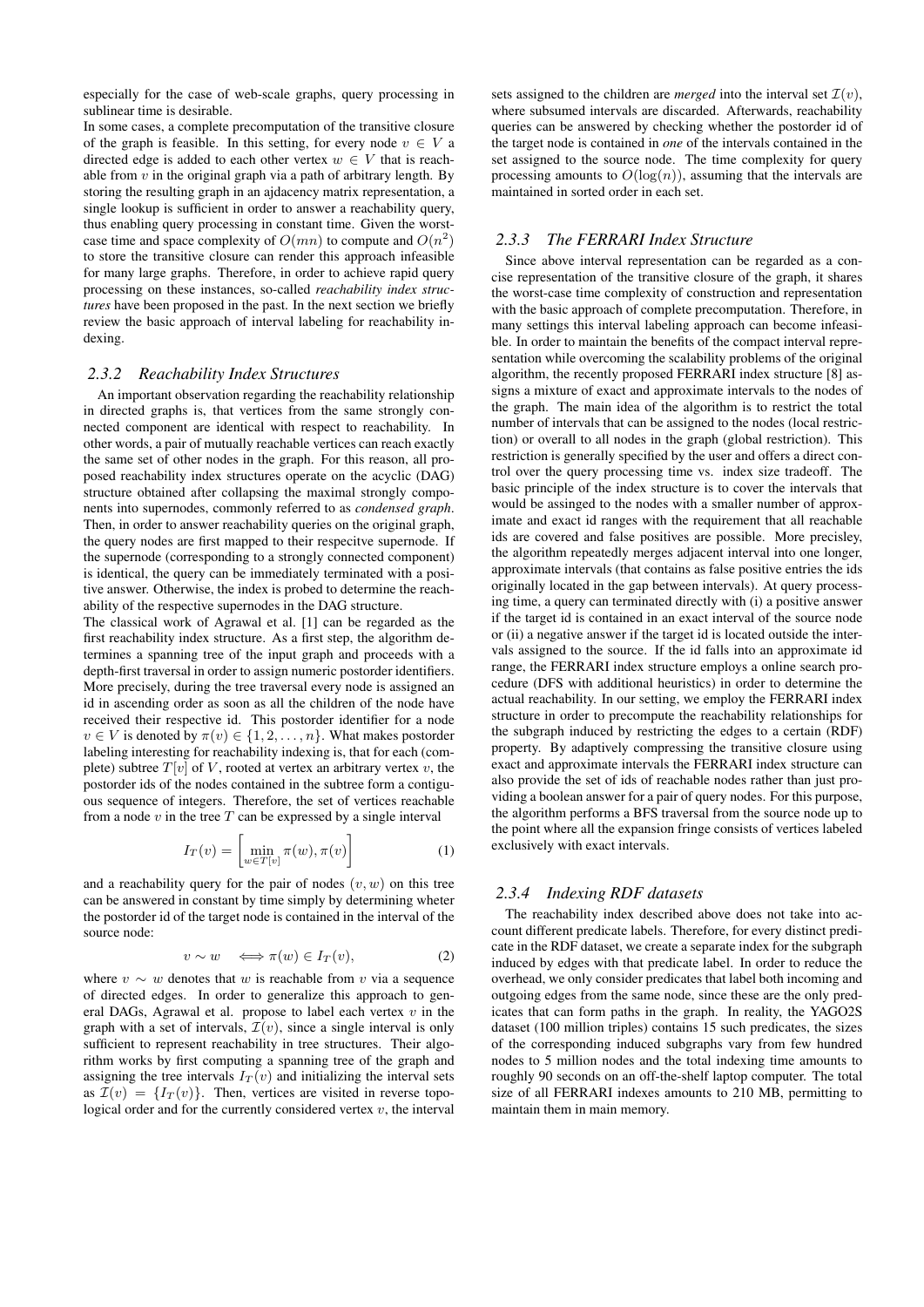especially for the case of web-scale graphs, query processing in sublinear time is desirable.

In some cases, a complete precomputation of the transitive closure of the graph is feasible. In this setting, for every node $v \in V$ a directed edge is added to each other vertex $w \in V$ that is reachable from $v$ in the original graph via a path of arbitrary length. By storing the resulting graph in an ajdacency matrix representation, a single lookup is sufficient in order to answer a reachability query, thus enabling query processing in constant time. Given the worst-case time and space complexity of $O(mn)$ to compute and $O(n^2)$ to store the transitive closure can render this approach infeasible for many large graphs. Therefore, in order to achieve rapid query processing on these instances, so-called *reachability index structures* have been proposed in the past. In the next section we briefly review the basic approach of interval labeling for reachability indexing.

### 2.3.2 Reachability Index Structures

An important observation regarding the reachability relationship in directed graphs is, that vertices from the same strongly connected component are identical with respect to reachability. In other words, a pair of mutually reachable vertices can reach exactly the same set of other nodes in the graph. For this reason, all proposed reachability index structures operate on the acyclic (DAG) structure obtained after collapsing the maximal strongly components into supernodes, commonly referred to as *condensed graph*. Then, in order to answer reachability queries on the original graph, the query nodes are first mapped to their respecitve supernode. If the supernode (corresponding to a strongly connected component) is identical, the query can be immediately terminated with a positive answer. Otherwise, the index is probed to determine the reachability of the respective supernodes in the DAG structure.

The classical work of Agrawal et al. [1] can be regarded as the first reachability index structure. As a first step, the algorithm determines a spanning tree of the input graph and proceeds with a depth-first traversal in order to assign numeric postorder identifiers. More precisely, during the tree traversal every node is assigned an id in ascending order as soon as all the children of the node have received their respective id. This postorder identifier for a node $v \in V$ is denoted by $\pi(v) \in \{1, 2, \ldots, n\}$. What makes postorder labeling interesting for reachability indexing is, that for each (complete) subtree $T[v]$ of $V$, rooted at vertex an arbitrary vertex $v$, the postorder ids of the nodes contained in the subtree form a contiguous sequence of integers. Therefore, the set of vertices reachable from a node $v$ in the tree $T$ can be expressed by a single interval

$$I_T(v) = \left[\min_{w \in T[v]} \pi(w), \pi(v)\right] \tag{1}$$

and a reachability query for the pair of nodes $(v, w)$ on this tree can be answered in constant by time simply by determining wheter the postorder id of the target node is contained in the interval of the source node:

$$v \sim w \iff \pi(w) \in I_T(v), \tag{2}$$

where $v \sim w$ denotes that $w$ is reachable from $v$ via a sequence of directed edges. In order to generalize this approach to general DAGs, Agrawal et al. propose to label each vertex $v$ in the graph with a set of intervals, $\mathcal{I}(v)$, since a single interval is only sufficient to represent reachability in tree structures. Their algorithm works by first computing a spanning tree of the graph and assigning the tree intervals $I_T(v)$ and initializing the interval sets as $\mathcal{I}(v) = \{I_T(v)\}$. Then, vertices are visited in reverse topological order and for the currently considered vertex $v$, the interval sets assigned to the children are *merged* into the interval set $\mathcal{I}(v)$, where subsumed intervals are discarded. Afterwards, reachability queries can be answered by checking whether the postorder id of the target node is contained in *one* of the intervals contained in the set assigned to the source node. The time complexity for query processing amounts to $O(\log(n))$, assuming that the intervals are maintained in sorted order in each set.

### 2.3.3 The FERRARI Index Structure

Since above interval representation can be regarded as a concise representation of the transitive closure of the graph, it shares the worst-case time complexity of construction and representation with the basic approach of complete precomputation. Therefore, in many settings this interval labeling approach can become infeasible. In order to maintain the benefits of the compact interval representation while overcoming the scalability problems of the original algorithm, the recently proposed FERRARI index structure [8] assigns a mixture of exact and approximate intervals to the nodes of the graph. The main idea of the algorithm is to restrict the total number of intervals that can be assigned to the nodes (local restriction) or overall to all nodes in the graph (global restriction). This restriction is generally specified by the user and offers a direct control over the query processing time vs. index size tradeoff. The basic principle of the index structure is to cover the intervals that would be assinged to the nodes with a smaller number of approximate and exact id ranges with the requirement that all reachable ids are covered and false positives are possible. More precisley, the algorithm repeatedly merges adjacent interval into one longer, approximate intervals (that contains as false positive entries the ids originally located in the gap between intervals). At query processing time, a query can terminated directly with (i) a positive answer if the target id is contained in an exact interval of the source node or (ii) a negative answer if the target id is located outside the intervals assigned to the source. If the id falls into an approximate id range, the FERRARI index structure employs a online search procedure (DFS with additional heuristics) in order to determine the actual reachability. In our setting, we employ the FERRARI index structure in order to precompute the reachability relationships for the subgraph induced by restricting the edges to a certain (RDF) property. By adaptively compressing the transitive closure using exact and approximate intervals the FERRARI index structure can also provide the set of ids of reachable nodes rather than just providing a boolean answer for a pair of query nodes. For this purpose, the algorithm performs a BFS traversal from the source node up to the point where all the expansion fringe consists of vertices labeled exclusively with exact intervals.

### 2.3.4 Indexing RDF datasets

The reachability index described above does not take into account different predicate labels. Therefore, for every distinct predicate in the RDF dataset, we create a separate index for the subgraph induced by edges with that predicate label. In order to reduce the overhead, we only consider predicates that label both incoming and outgoing edges from the same node, since these are the only predicates that can form paths in the graph. In reality, the YAGO2S dataset (100 million triples) contains 15 such predicates, the sizes of the corresponding induced subgraphs vary from few hundred nodes to 5 million nodes and the total indexing time amounts to roughly 90 seconds on an off-the-shelf laptop computer. The total size of all FERRARI indexes amounts to 210 MB, permitting to maintain them in main memory.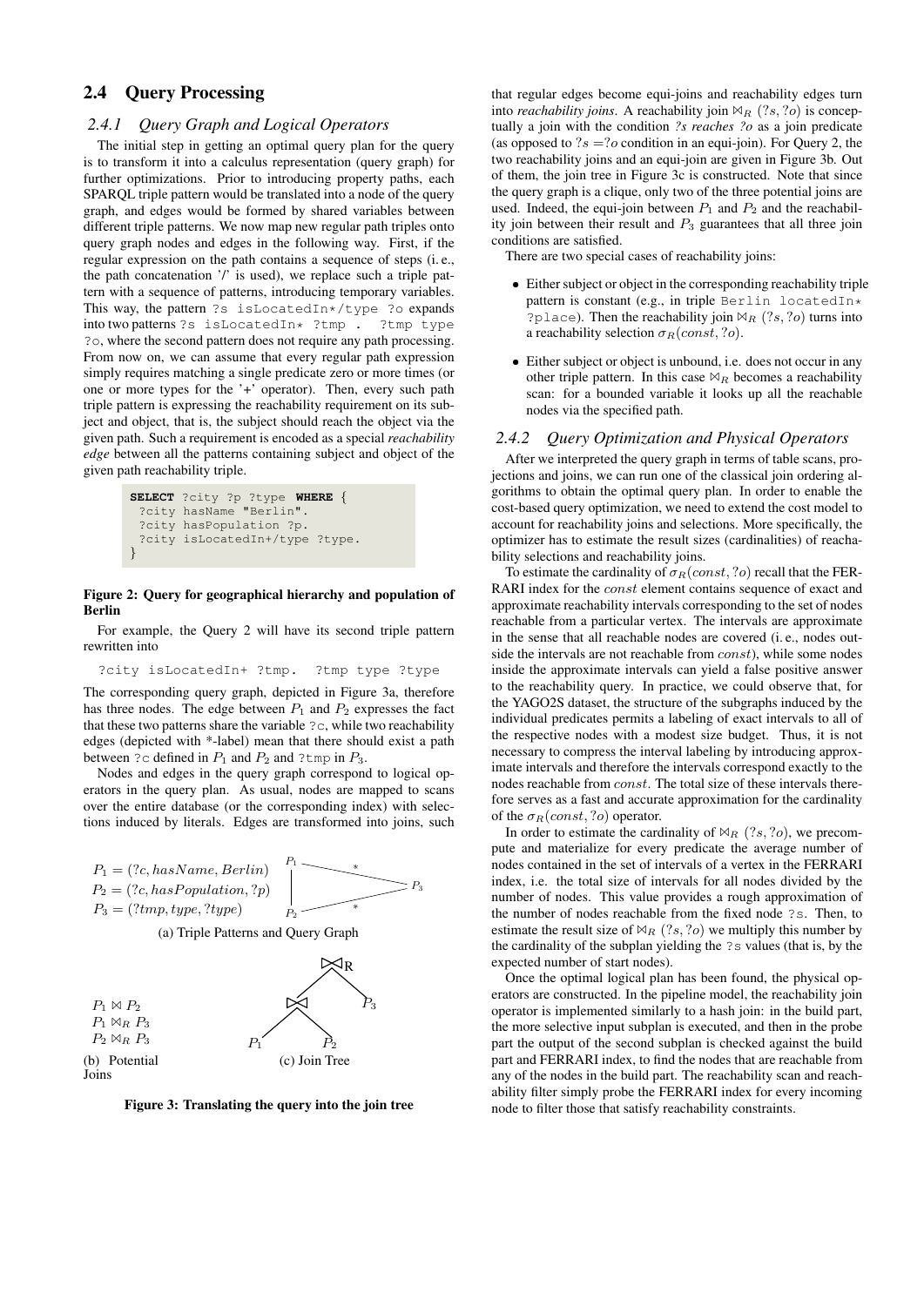## 2.4 Query Processing

### 2.4.1 Query Graph and Logical Operators

The initial step in getting an optimal query plan for the query is to transform it into a calculus representation (query graph) for further optimizations. Prior to introducing property paths, each SPARQL triple pattern would be translated into a node of the query graph, and edges would be formed by shared variables between different triple patterns. We now map new regular path triples onto query graph nodes and edges in the following way. First, if the regular expression on the path contains a sequence of steps (i. e., the path concatenation '/' is used), we replace such a triple pattern with a sequence of patterns, introducing temporary variables. This way, the pattern `?s isLocatedIn*/type ?o` expands into two patterns `?s isLocatedIn* ?tmp . ?tmp type ?o`, where the second pattern does not require any path processing. From now on, we can assume that every regular path expression simply requires matching a single predicate zero or more times (or one or more types for the '+' operator). Then, every such path triple pattern is expressing the reachability requirement on its subject and object, that is, the subject should reach the object via the given path. Such a requirement is encoded as a special *reachability edge* between all the patterns containing subject and object of the given path reachability triple.

```
SELECT ?city ?p ?type WHERE {
 ?city hasName "Berlin".
 ?city hasPopulation ?p.
 ?city isLocatedIn+/type ?type.
}
```

**Figure 2: Query for geographical hierarchy and population of Berlin**

For example, the Query 2 will have its second triple pattern rewritten into

```
?city isLocatedIn+ ?tmp.  ?tmp type ?type
```

The corresponding query graph, depicted in Figure 3a, therefore has three nodes. The edge between $P_1$ and $P_2$ expresses the fact that these two patterns share the variable `?c`, while two reachability edges (depicted with *-label) mean that there should exist a path between `?c` defined in $P_1$ and $P_2$ and `?tmp` in $P_3$.

Nodes and edges in the query graph correspond to logical operators in the query plan. As usual, nodes are mapped to scans over the entire database (or the corresponding index) with selections induced by literals. Edges are transformed into joins, such that regular edges become equi-joins and reachability edges turn into *reachability joins*. A reachability join $\bowtie_R (?s, ?o)$ is conceptually a join with the condition *?s reaches ?o* as a join predicate (as opposed to $?s = ?o$ condition in an equi-join). For Query 2, the two reachability joins and an equi-join are given in Figure 3b. Out of them, the join tree in Figure 3c is constructed. Note that since the query graph is a clique, only two of the three potential joins are used. Indeed, the equi-join between $P_1$ and $P_2$ and the reachability join between their result and $P_3$ guarantees that all three join conditions are satisfied.

$P_1 = (?c, hasName, Berlin)$
$P_2 = (?c, hasPopulation, ?p)$
$P_3 = (?tmp, type, ?type)$

P1
P2
P3
*
*

(a) Triple Patterns and Query Graph

$P_1 \bowtie P_2$
$P_1 \bowtie_R P_3$
$P_2 \bowtie_R P_3$

(b) Potential Joins

⋈R
⋈
P1
P2
P3

(c) Join Tree

**Figure 3: Translating the query into the join tree**

There are two special cases of reachability joins:

- Either subject or object in the corresponding reachability triple pattern is constant (e.g., in triple `Berlin locatedIn* ?place`). Then the reachability join $\bowtie_R (?s, ?o)$ turns into a reachability selection $\sigma_R(const, ?o)$.
- Either subject or object is unbound, i.e. does not occur in any other triple pattern. In this case $\bowtie_R$ becomes a reachability scan: for a bounded variable it looks up all the reachable nodes via the specified path.

### 2.4.2 Query Optimization and Physical Operators

After we interpreted the query graph in terms of table scans, projections and joins, we can run one of the classical join ordering algorithms to obtain the optimal query plan. In order to enable the cost-based query optimization, we need to extend the cost model to account for reachability joins and selections. More specifically, the optimizer has to estimate the result sizes (cardinalities) of reachability selections and reachability joins.

To estimate the cardinality of $\sigma_R(const, ?o)$ recall that the FERRARI index for the $const$ element contains sequence of exact and approximate reachability intervals corresponding to the set of nodes reachable from a particular vertex. The intervals are approximate in the sense that all reachable nodes are covered (i. e., nodes outside the intervals are not reachable from $const$), while some nodes inside the approximate intervals can yield a false positive answer to the reachability query. In practice, we could observe that, for the YAGO2S dataset, the structure of the subgraphs induced by the individual predicates permits a labeling of exact intervals to all of the respective nodes with a modest size budget. Thus, it is not necessary to compress the interval labeling by introducing approximate intervals and therefore the intervals correspond exactly to the nodes reachable from $const$. The total size of these intervals therefore serves as a fast and accurate approximation for the cardinality of the $\sigma_R(const, ?o)$ operator.

In order to estimate the cardinality of $\bowtie_R (?s, ?o)$, we precompute and materialize for every predicate the average number of nodes contained in the set of intervals of a vertex in the FERRARI index, i.e. the total size of intervals for all nodes divided by the number of nodes. This value provides a rough approximation of the number of nodes reachable from the fixed node `?s`. Then, to estimate the result size of $\bowtie_R (?s, ?o)$ we multiply this number by the cardinality of the subplan yielding the `?s` values (that is, by the expected number of start nodes).

Once the optimal logical plan has been found, the physical operators are constructed. In the pipeline model, the reachability join operator is implemented similarly to a hash join: in the build part, the more selective input subplan is executed, and then in the probe part the output of the second subplan is checked against the build part and FERRARI index, to find the nodes that are reachable from any of the nodes in the build part. The reachability scan and reachability filter simply probe the FERRARI index for every incoming node to filter those that satisfy reachability constraints.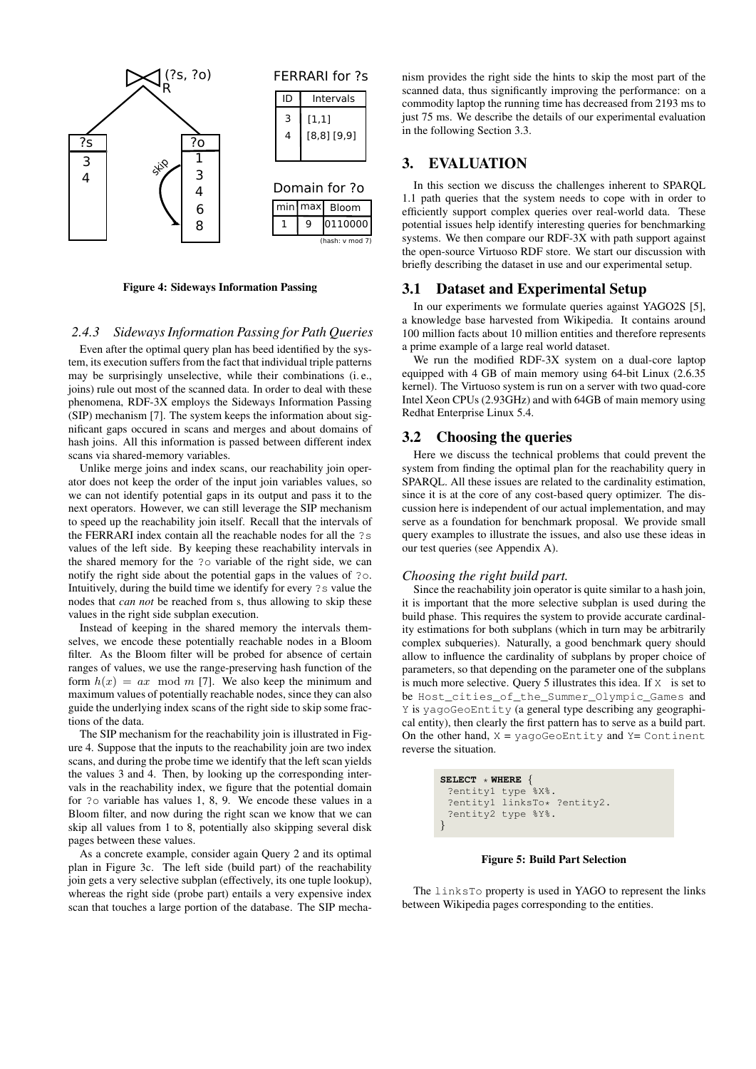(?s, ?o)
R

| ?s |
| --- |
| 3 |
| 4 |

skip

| ?o |
| --- |
| 1 |
| 3 |
| 4 |
| 6 |
| 8 |

FERRARI for ?s

| ID | Intervals |
| --- | --- |
| 3 | [1,1] |
| 4 | [8,8] [9,9] |

Domain for ?o

| min | max | Bloom |
| --- | --- | --- |
| 1 | 9 | 0110000 |

(hash: v mod 7)

**Figure 4: Sideways Information Passing**

#### 2.4.3 Sideways Information Passing for Path Queries

Even after the optimal query plan has beed identified by the system, its execution suffers from the fact that individual triple patterns may be surprisingly unselective, while their combinations (i. e., joins) rule out most of the scanned data. In order to deal with these phenomena, RDF-3X employs the Sideways Information Passing (SIP) mechanism [7]. The system keeps the information about significant gaps occured in scans and merges and about domains of hash joins. All this information is passed between different index scans via shared-memory variables.

Unlike merge joins and index scans, our reachability join operator does not keep the order of the input join variables values, so we can not identify potential gaps in its output and pass it to the next operators. However, we can still leverage the SIP mechanism to speed up the reachability join itself. Recall that the intervals of the FERRARI index contain all the reachable nodes for all the ?s values of the left side. By keeping these reachability intervals in the shared memory for the ?o variable of the right side, we can notify the right side about the potential gaps in the values of ?o. Intuitively, during the build time we identify for every ?s value the nodes that *can not* be reached from s, thus allowing to skip these values in the right side subplan execution.

Instead of keeping in the shared memory the intervals themselves, we encode these potentially reachable nodes in a Bloom filter. As the Bloom filter will be probed for absence of certain ranges of values, we use the range-preserving hash function of the form $h(x) = ax \mod m$ [7]. We also keep the minimum and maximum values of potentially reachable nodes, since they can also guide the underlying index scans of the right side to skip some fractions of the data.

The SIP mechanism for the reachability join is illustrated in Figure 4. Suppose that the inputs to the reachability join are two index scans, and during the probe time we identify that the left scan yields the values 3 and 4. Then, by looking up the corresponding intervals in the reachability index, we figure that the potential domain for ?o variable has values 1, 8, 9. We encode these values in a Bloom filter, and now during the right scan we know that we can skip all values from 1 to 8, potentially also skipping several disk pages between these values.

As a concrete example, consider again Query 2 and its optimal plan in Figure 3c. The left side (build part) of the reachability join gets a very selective subplan (effectively, its one tuple lookup), whereas the right side (probe part) entails a very expensive index scan that touches a large portion of the database. The SIP mechanism provides the right side the hints to skip the most part of the scanned data, thus significantly improving the performance: on a commodity laptop the running time has decreased from 2193 ms to just 75 ms. We describe the details of our experimental evaluation in the following Section 3.3.

## 3. EVALUATION

In this section we discuss the challenges inherent to SPARQL 1.1 path queries that the system needs to cope with in order to efficiently support complex queries over real-world data. These potential issues help identify interesting queries for benchmarking systems. We then compare our RDF-3X with path support against the open-source Virtuoso RDF store. We start our discussion with briefly describing the dataset in use and our experimental setup.

### 3.1 Dataset and Experimental Setup

In our experiments we formulate queries against YAGO2S [5], a knowledge base harvested from Wikipedia. It contains around 100 million facts about 10 million entities and therefore represents a prime example of a large real world dataset.

We run the modified RDF-3X system on a dual-core laptop equipped with 4 GB of main memory using 64-bit Linux (2.6.35 kernel). The Virtuoso system is run on a server with two quad-core Intel Xeon CPUs (2.93GHz) and with 64GB of main memory using Redhat Enterprise Linux 5.4.

### 3.2 Choosing the queries

Here we discuss the technical problems that could prevent the system from finding the optimal plan for the reachability query in SPARQL. All these issues are related to the cardinality estimation, since it is at the core of any cost-based query optimizer. The discussion here is independent of our actual implementation, and may serve as a foundation for benchmark proposal. We provide small query examples to illustrate the issues, and also use these ideas in our test queries (see Appendix A).

*Choosing the right build part.*

Since the reachability join operator is quite similar to a hash join, it is important that the more selective subplan is used during the build phase. This requires the system to provide accurate cardinality estimations for both subplans (which in turn may be arbitrarily complex subqueries). Naturally, a good benchmark query should allow to influence the cardinality of subplans by proper choice of parameters, so that depending on the parameter one of the subplans is much more selective. Query 5 illustrates this idea. If X is set to be Host_cities_of_the_Summer_Olympic_Games and Y is yagoGeoEntity (a general type describing any geographical entity), then clearly the first pattern has to serve as a build part. On the other hand, X = yagoGeoEntity and Y= Continent reverse the situation.

```
SELECT * WHERE {
 ?entity1 type %X%.
 ?entity1 linksTo* ?entity2.
 ?entity2 type %Y%.
}
```

**Figure 5: Build Part Selection**

The linksTo property is used in YAGO to represent the links between Wikipedia pages corresponding to the entities.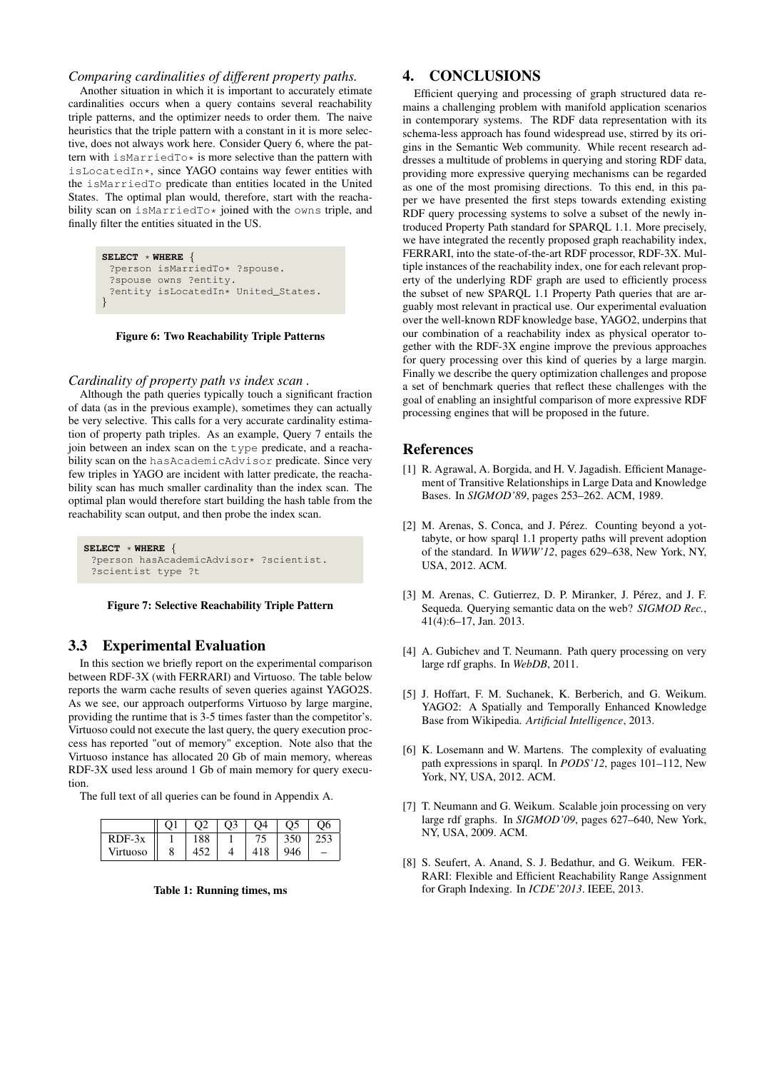*Comparing cardinalities of different property paths.*

Another situation in which it is important to accurately etimate cardinalities occurs when a query contains several reachability triple patterns, and the optimizer needs to order them. The naive heuristics that the triple pattern with a constant in it is more selective, does not always work here. Consider Query 6, where the pattern with `isMarriedTo*` is more selective than the pattern with `isLocatedIn*`, since YAGO contains way fewer entities with the `isMarriedTo` predicate than entities located in the United States. The optimal plan would, therefore, start with the reachability scan on `isMarriedTo*` joined with the `owns` triple, and finally filter the entities situated in the US.

```
SELECT * WHERE {
 ?person isMarriedTo* ?spouse.
 ?spouse owns ?entity.
 ?entity isLocatedIn* United_States.
}
```

**Figure 6: Two Reachability Triple Patterns**

*Cardinality of property path vs index scan .*

Although the path queries typically touch a significant fraction of data (as in the previous example), sometimes they can actually be very selective. This calls for a very accurate cardinality estimation of property path triples. As an example, Query 7 entails the join between an index scan on the `type` predicate, and a reachability scan on the `hasAcademicAdvisor` predicate. Since very few triples in YAGO are incident with latter predicate, the reachability scan has much smaller cardinality than the index scan. The optimal plan would therefore start building the hash table from the reachability scan output, and then probe the index scan.

```
SELECT * WHERE {
 ?person hasAcademicAdvisor* ?scientist.
 ?scientist type ?t
```

**Figure 7: Selective Reachability Triple Pattern**

## 3.3 Experimental Evaluation

In this section we briefly report on the experimental comparison between RDF-3X (with FERRARI) and Virtuoso. The table below reports the warm cache results of seven queries against YAGO2S. As we see, our approach outperforms Virtuoso by large margine, providing the runtime that is 3-5 times faster than the competitor's. Virtuoso could not execute the last query, the query execution proccess has reported "out of memory" exception. Note also that the Virtuoso instance has allocated 20 Gb of main memory, whereas RDF-3X used less around 1 Gb of main memory for query execution.

The full text of all queries can be found in Appendix A.

| | Q1 | Q2 | Q3 | Q4 | Q5 | Q6 |
|---|---|---|---|---|---|---|
| RDF-3x | 1 | 188 | 1 | 75 | 350 | 253 |
| Virtuoso | 8 | 452 | 4 | 418 | 946 | – |

**Table 1: Running times, ms**

# 4. CONCLUSIONS

Efficient querying and processing of graph structured data remains a challenging problem with manifold application scenarios in contemporary systems. The RDF data representation with its schema-less approach has found widespread use, stirred by its origins in the Semantic Web community. While recent research addresses a multitude of problems in querying and storing RDF data, providing more expressive querying mechanisms can be regarded as one of the most promising directions. To this end, in this paper we have presented the first steps towards extending existing RDF query processing systems to solve a subset of the newly introduced Property Path standard for SPARQL 1.1. More precisely, we have integrated the recently proposed graph reachability index, FERRARI, into the state-of-the-art RDF processor, RDF-3X. Multiple instances of the reachability index, one for each relevant property of the underlying RDF graph are used to efficiently process the subset of new SPARQL 1.1 Property Path queries that are arguably most relevant in practical use. Our experimental evaluation over the well-known RDF knowledge base, YAGO2, underpins that our combination of a reachability index as physical operator together with the RDF-3X engine improve the previous approaches for query processing over this kind of queries by a large margin. Finally we describe the query optimization challenges and propose a set of benchmark queries that reflect these challenges with the goal of enabling an insightful comparison of more expressive RDF processing engines that will be proposed in the future.

## References

[1] R. Agrawal, A. Borgida, and H. V. Jagadish. Efficient Management of Transitive Relationships in Large Data and Knowledge Bases. In *SIGMOD'89*, pages 253–262. ACM, 1989.

[2] M. Arenas, S. Conca, and J. Pérez. Counting beyond a yottabyte, or how sparql 1.1 property paths will prevent adoption of the standard. In *WWW'12*, pages 629–638, New York, NY, USA, 2012. ACM.

[3] M. Arenas, C. Gutierrez, D. P. Miranker, J. Pérez, and J. F. Sequeda. Querying semantic data on the web? *SIGMOD Rec.*, 41(4):6–17, Jan. 2013.

[4] A. Gubichev and T. Neumann. Path query processing on very large rdf graphs. In *WebDB*, 2011.

[5] J. Hoffart, F. M. Suchanek, K. Berberich, and G. Weikum. YAGO2: A Spatially and Temporally Enhanced Knowledge Base from Wikipedia. *Artificial Intelligence*, 2013.

[6] K. Losemann and W. Martens. The complexity of evaluating path expressions in sparql. In *PODS'12*, pages 101–112, New York, NY, USA, 2012. ACM.

[7] T. Neumann and G. Weikum. Scalable join processing on very large rdf graphs. In *SIGMOD'09*, pages 627–640, New York, NY, USA, 2009. ACM.

[8] S. Seufert, A. Anand, S. J. Bedathur, and G. Weikum. FERRARI: Flexible and Efficient Reachability Range Assignment for Graph Indexing. In *ICDE'2013*. IEEE, 2013.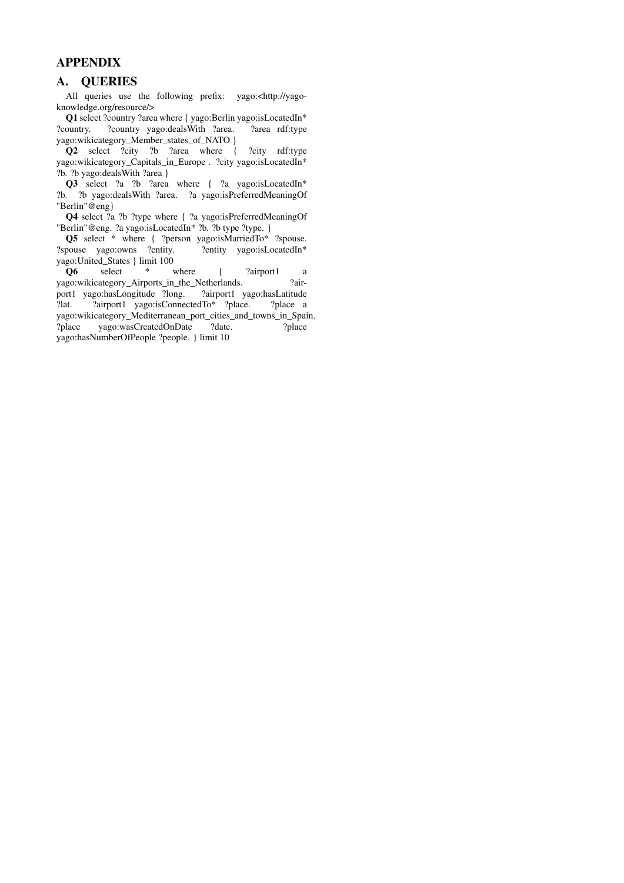# APPENDIX

## A. QUERIES

All queries use the following prefix: yago:<http://yago-knowledge.org/resource/>

**Q1** select ?country ?area where { yago:Berlin yago:isLocatedIn* ?country. ?country yago:dealsWith ?area. ?area rdf:type yago:wikicategory_Member_states_of_NATO }

**Q2** select ?city ?b ?area where { ?city rdf:type yago:wikicategory_Capitals_in_Europe . ?city yago:isLocatedIn* ?b. ?b yago:dealsWith ?area }

**Q3** select ?a ?b ?area where { ?a yago:isLocatedIn* ?b. ?b yago:dealsWith ?area. ?a yago:isPreferredMeaningOf "Berlin"@eng}

**Q4** select ?a ?b ?type where { ?a yago:isPreferredMeaningOf "Berlin"@eng. ?a yago:isLocatedIn* ?b. ?b type ?type. }

**Q5** select * where { ?person yago:isMarriedTo* ?spouse. ?spouse yago:owns ?entity. ?entity yago:isLocatedIn* yago:United_States } limit 100

**Q6** select * where { ?airport1 a yago:wikicategory_Airports_in_the_Netherlands. ?airport1 yago:hasLongitude ?long. ?airport1 yago:hasLatitude ?lat. ?airport1 yago:isConnectedTo* ?place. ?place a yago:wikicategory_Mediterranean_port_cities_and_towns_in_Spain. ?place yago:wasCreatedOnDate ?date. ?place yago:hasNumberOfPeople ?people. } limit 10